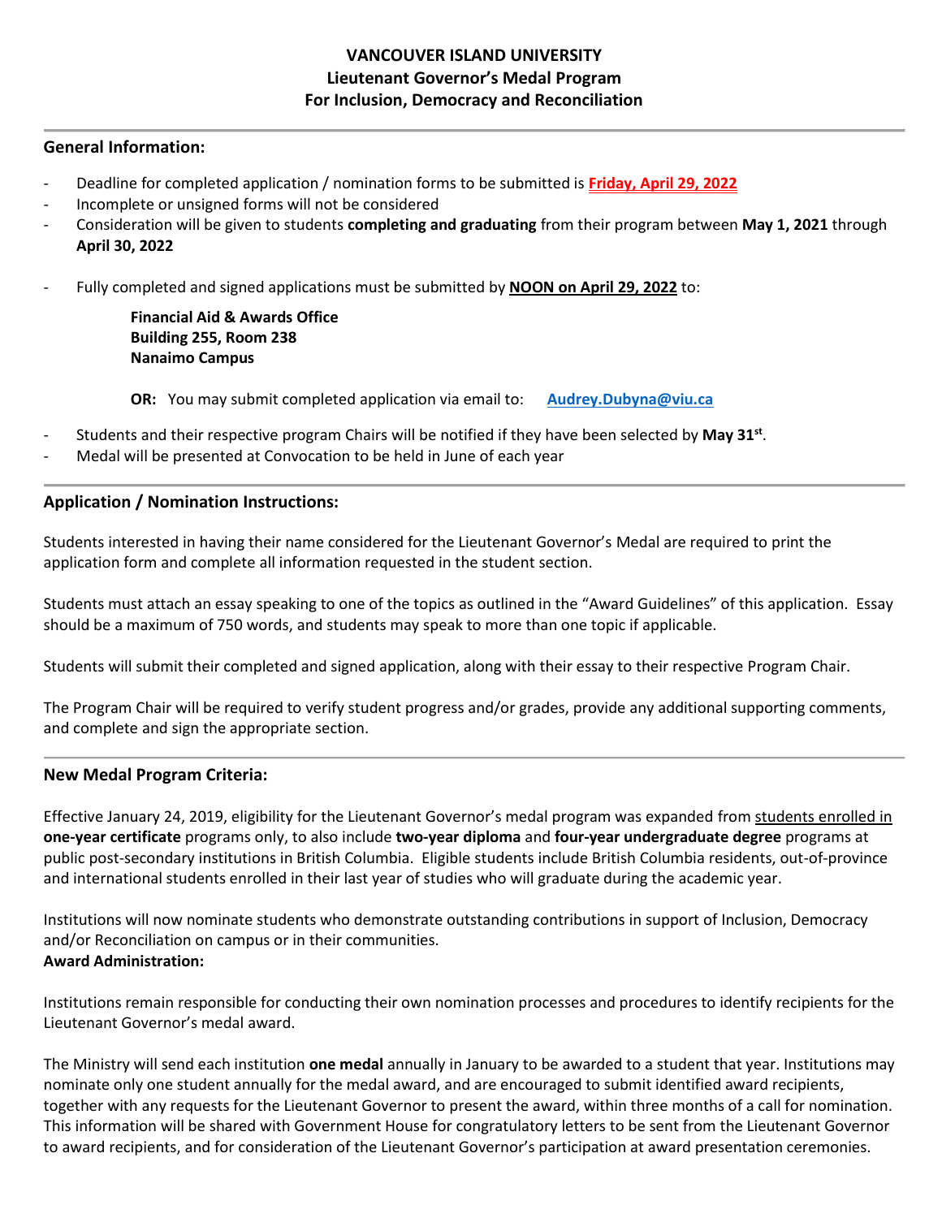# VANCOUVER ISLAND UNIVERSITY
## Lieutenant Governor's Medal Program
## For Inclusion, Democracy and Reconciliation

### General Information:

- Deadline for completed application / nomination forms to be submitted is **Friday, April 29, 2022**
- Incomplete or unsigned forms will not be considered
- Consideration will be given to students **completing and graduating** from their program between **May 1, 2021** through **April 30, 2022**
- Fully completed and signed applications must be submitted by **NOON on April 29, 2022** to:

  **Financial Aid & Awards Office**
  **Building 255, Room 238**
  **Nanaimo Campus**

  **OR:** You may submit completed application via email to: **Audrey.Dubyna@viu.ca**

- Students and their respective program Chairs will be notified if they have been selected by **May 31st**.
- Medal will be presented at Convocation to be held in June of each year

### Application / Nomination Instructions:

Students interested in having their name considered for the Lieutenant Governor's Medal are required to print the application form and complete all information requested in the student section.

Students must attach an essay speaking to one of the topics as outlined in the "Award Guidelines" of this application. Essay should be a maximum of 750 words, and students may speak to more than one topic if applicable.

Students will submit their completed and signed application, along with their essay to their respective Program Chair.

The Program Chair will be required to verify student progress and/or grades, provide any additional supporting comments, and complete and sign the appropriate section.

### New Medal Program Criteria:

Effective January 24, 2019, eligibility for the Lieutenant Governor's medal program was expanded from students enrolled in **one-year certificate** programs only, to also include **two-year diploma** and **four-year undergraduate degree** programs at public post-secondary institutions in British Columbia. Eligible students include British Columbia residents, out-of-province and international students enrolled in their last year of studies who will graduate during the academic year.

Institutions will now nominate students who demonstrate outstanding contributions in support of Inclusion, Democracy and/or Reconciliation on campus or in their communities.

**Award Administration:**

Institutions remain responsible for conducting their own nomination processes and procedures to identify recipients for the Lieutenant Governor's medal award.

The Ministry will send each institution **one medal** annually in January to be awarded to a student that year. Institutions may nominate only one student annually for the medal award, and are encouraged to submit identified award recipients, together with any requests for the Lieutenant Governor to present the award, within three months of a call for nomination. This information will be shared with Government House for congratulatory letters to be sent from the Lieutenant Governor to award recipients, and for consideration of the Lieutenant Governor's participation at award presentation ceremonies.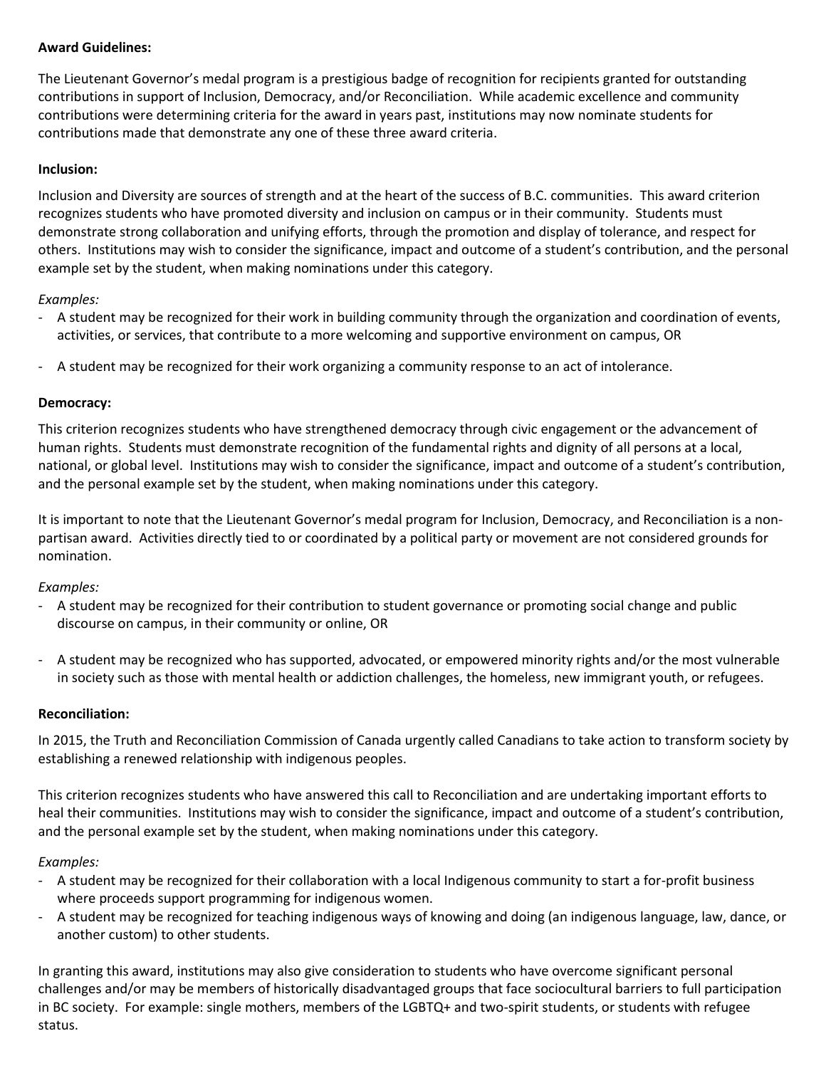**Award Guidelines:**

The Lieutenant Governor's medal program is a prestigious badge of recognition for recipients granted for outstanding contributions in support of Inclusion, Democracy, and/or Reconciliation. While academic excellence and community contributions were determining criteria for the award in years past, institutions may now nominate students for contributions made that demonstrate any one of these three award criteria.

**Inclusion:**

Inclusion and Diversity are sources of strength and at the heart of the success of B.C. communities. This award criterion recognizes students who have promoted diversity and inclusion on campus or in their community. Students must demonstrate strong collaboration and unifying efforts, through the promotion and display of tolerance, and respect for others. Institutions may wish to consider the significance, impact and outcome of a student's contribution, and the personal example set by the student, when making nominations under this category.

*Examples:*

- A student may be recognized for their work in building community through the organization and coordination of events, activities, or services, that contribute to a more welcoming and supportive environment on campus, OR
- A student may be recognized for their work organizing a community response to an act of intolerance.

**Democracy:**

This criterion recognizes students who have strengthened democracy through civic engagement or the advancement of human rights. Students must demonstrate recognition of the fundamental rights and dignity of all persons at a local, national, or global level. Institutions may wish to consider the significance, impact and outcome of a student's contribution, and the personal example set by the student, when making nominations under this category.

It is important to note that the Lieutenant Governor's medal program for Inclusion, Democracy, and Reconciliation is a non-partisan award. Activities directly tied to or coordinated by a political party or movement are not considered grounds for nomination.

*Examples:*

- A student may be recognized for their contribution to student governance or promoting social change and public discourse on campus, in their community or online, OR
- A student may be recognized who has supported, advocated, or empowered minority rights and/or the most vulnerable in society such as those with mental health or addiction challenges, the homeless, new immigrant youth, or refugees.

**Reconciliation:**

In 2015, the Truth and Reconciliation Commission of Canada urgently called Canadians to take action to transform society by establishing a renewed relationship with indigenous peoples.

This criterion recognizes students who have answered this call to Reconciliation and are undertaking important efforts to heal their communities. Institutions may wish to consider the significance, impact and outcome of a student's contribution, and the personal example set by the student, when making nominations under this category.

*Examples:*

- A student may be recognized for their collaboration with a local Indigenous community to start a for-profit business where proceeds support programming for indigenous women.
- A student may be recognized for teaching indigenous ways of knowing and doing (an indigenous language, law, dance, or another custom) to other students.

In granting this award, institutions may also give consideration to students who have overcome significant personal challenges and/or may be members of historically disadvantaged groups that face sociocultural barriers to full participation in BC society. For example: single mothers, members of the LGBTQ+ and two-spirit students, or students with refugee status.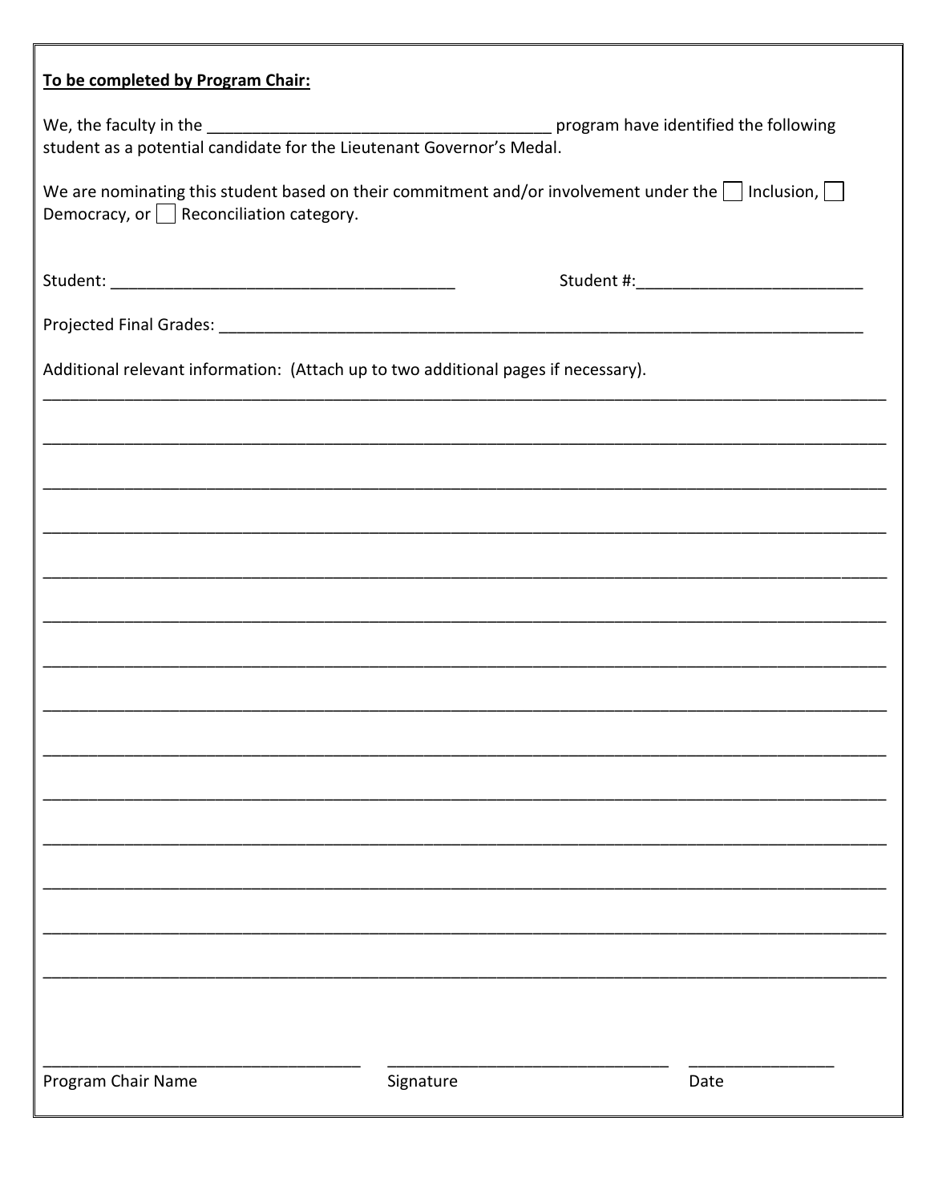**<u>To be completed by Program Chair:</u>**

We, the faculty in the _______________________________________ program have identified the following student as a potential candidate for the Lieutenant Governor's Medal.

We are nominating this student based on their commitment and/or involvement under the ☐ Inclusion, ☐ Democracy, or ☐ Reconciliation category.

Student: _______________________________________ Student #:_________________________

Projected Final Grades: ___________________________________________________________________________

Additional relevant information: (Attach up to two additional pages if necessary).

_____________________________________________________________________________________________

_____________________________________________________________________________________________

_____________________________________________________________________________________________

_____________________________________________________________________________________________

_____________________________________________________________________________________________

_____________________________________________________________________________________________

_____________________________________________________________________________________________

_____________________________________________________________________________________________

_____________________________________________________________________________________________

_____________________________________________________________________________________________

_____________________________________________________________________________________________

_____________________________________________________________________________________________

_____________________________________________________________________________________________

_____________________________________________________________________________________________

____________________________________ ________________________________ ________________

Program Chair Name Signature Date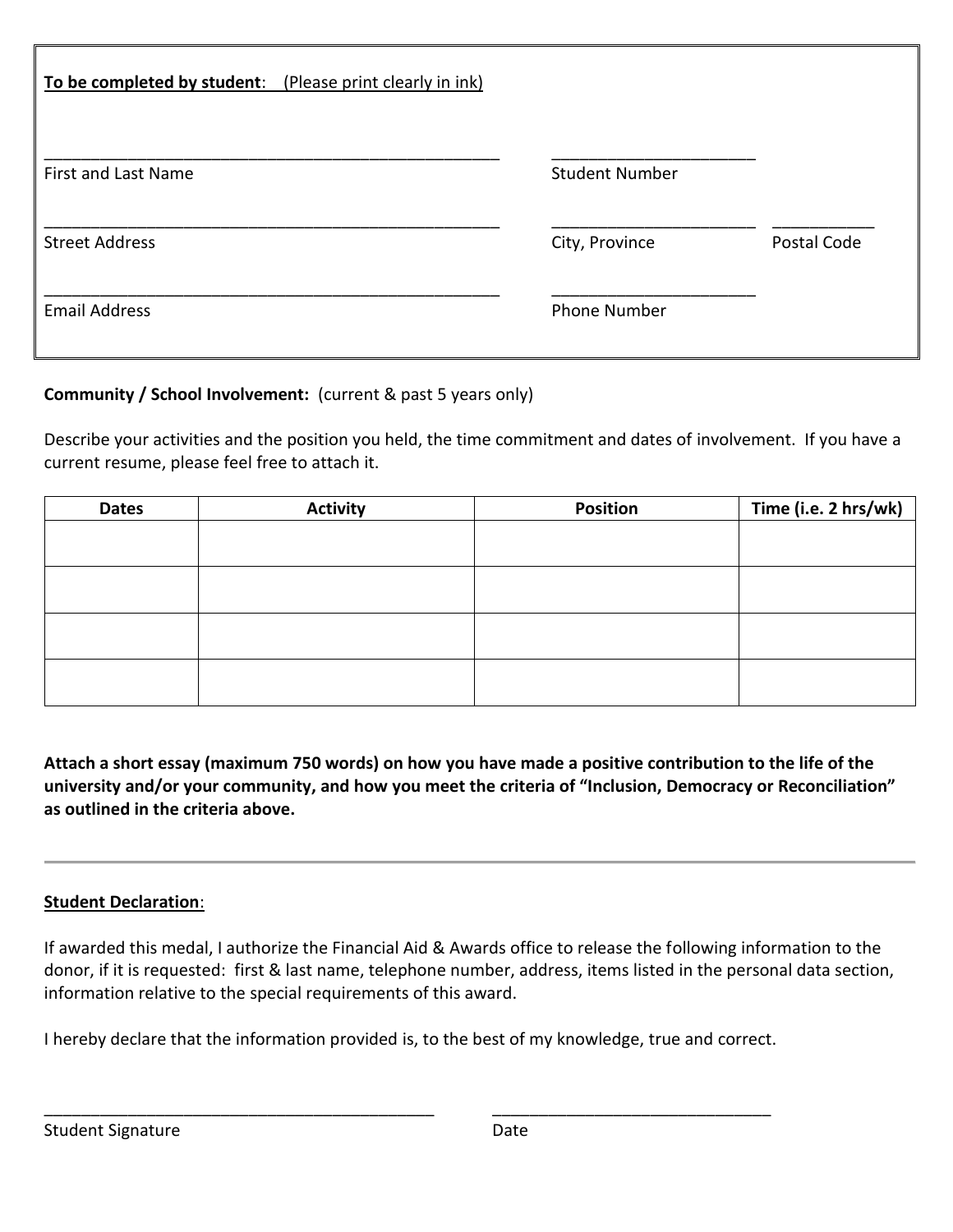**To be completed by student**: (Please print clearly in ink)

_______________________________________________
First and Last Name

_____________________
Student Number

_______________________________________________
Street Address

_____________________
City, Province

__________
Postal Code

_______________________________________________
Email Address

_____________________
Phone Number

**Community / School Involvement:** (current & past 5 years only)

Describe your activities and the position you held, the time commitment and dates of involvement. If you have a current resume, please feel free to attach it.

| Dates | Activity | Position | Time (i.e. 2 hrs/wk) |
| --- | --- | --- | --- |
| | | | |
| | | | |
| | | | |
| | | | |

**Attach a short essay (maximum 750 words) on how you have made a positive contribution to the life of the university and/or your community, and how you meet the criteria of "Inclusion, Democracy or Reconciliation" as outlined in the criteria above.**

---

**Student Declaration**:

If awarded this medal, I authorize the Financial Aid & Awards office to release the following information to the donor, if it is requested: first & last name, telephone number, address, items listed in the personal data section, information relative to the special requirements of this award.

I hereby declare that the information provided is, to the best of my knowledge, true and correct.

_________________________________________
Student Signature

____________________________
Date